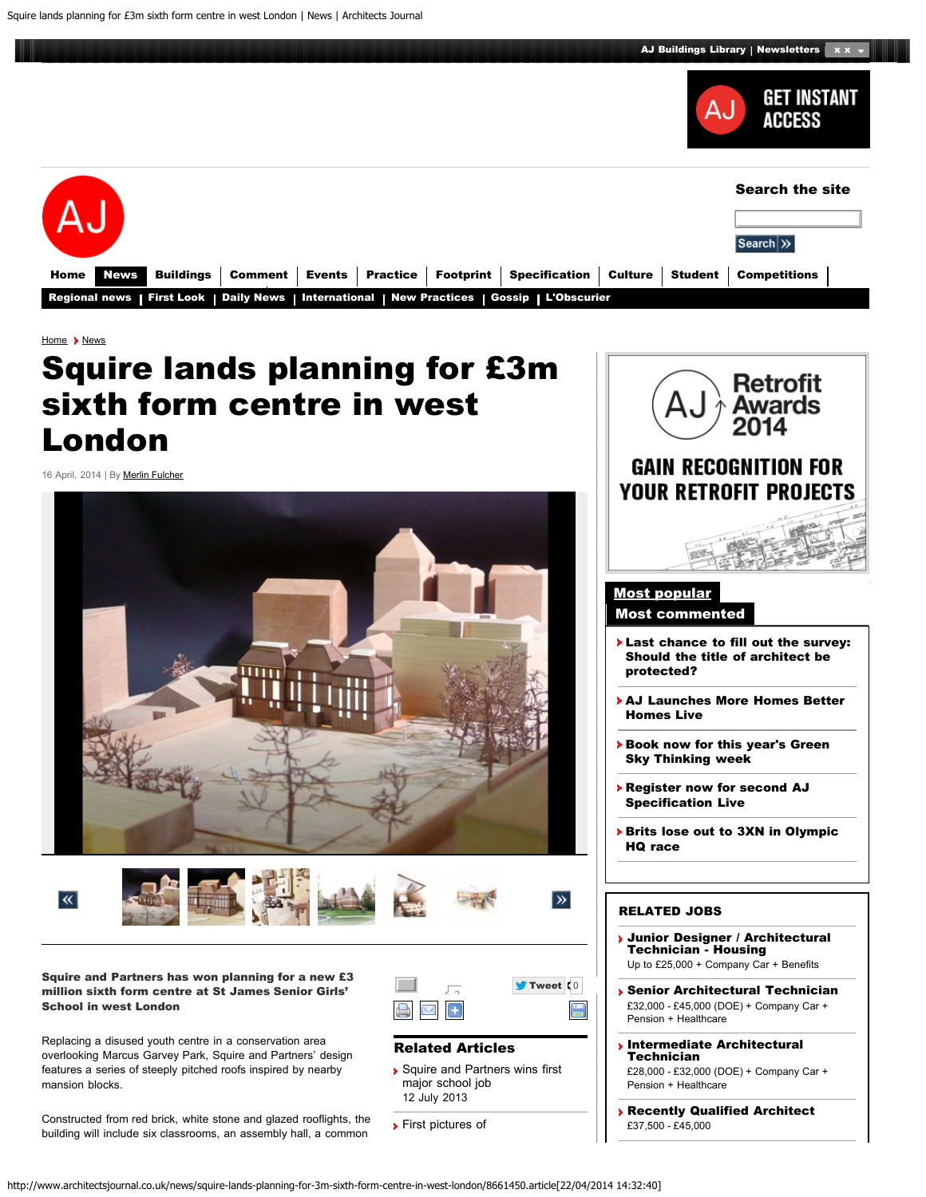AJ Buildings Library | Newsletters

Search the site

Search

Home | News | Buildings | Comment | Events | Practice | Footprint | Specification | Culture | Student | Competitions

Regional news | First Look | Daily News | International | New Practices | Gossip | L'Obscurier

Home > News

# Squire lands planning for £3m sixth form centre in west London

16 April, 2014 | By Merlin Fulcher

**Squire and Partners has won planning for a new £3 million sixth form centre at St James Senior Girls' School in west London**

Replacing a disused youth centre in a conservation area overlooking Marcus Garvey Park, Squire and Partners' design features a series of steeply pitched roofs inspired by nearby mansion blocks.

Constructed from red brick, white stone and glazed rooflights, the building will include six classrooms, an assembly hall, a common

## Related Articles

- Squire and Partners wins first major school job
  12 July 2013
- First pictures of

## Most popular

## Most commented

- Last chance to fill out the survey: Should the title of architect be protected?
- AJ Launches More Homes Better Homes Live
- Book now for this year's Green Sky Thinking week
- Register now for second AJ Specification Live
- Brits lose out to 3XN in Olympic HQ race

## RELATED JOBS

- **Junior Designer / Architectural Technician - Housing**
  Up to £25,000 + Company Car + Benefits
- **Senior Architectural Technician**
  £32,000 - £45,000 (DOE) + Company Car + Pension + Healthcare
- **Intermediate Architectural Technician**
  £28,000 - £32,000 (DOE) + Company Car + Pension + Healthcare
- **Recently Qualified Architect**
  £37,500 - £45,000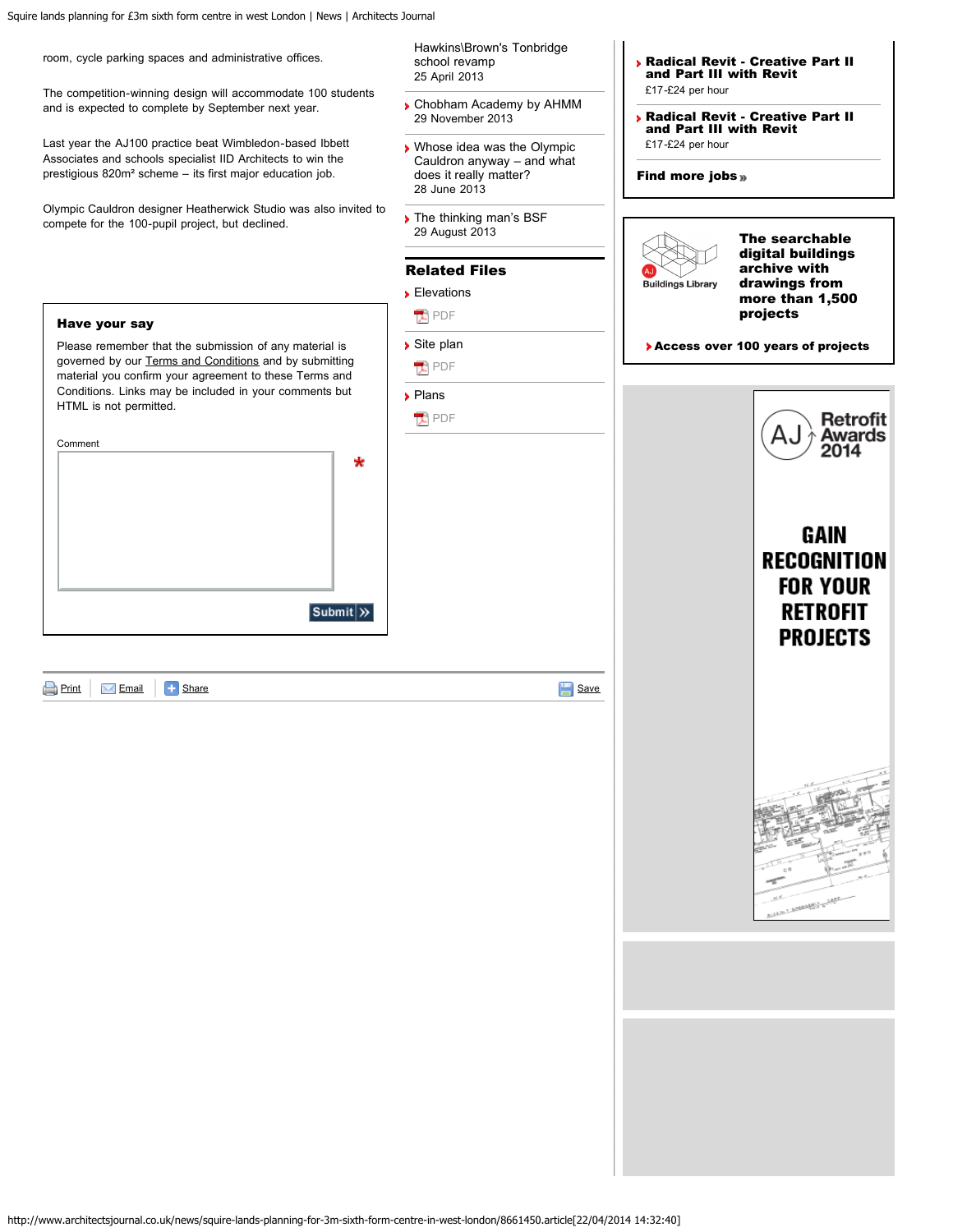room, cycle parking spaces and administrative offices.

The competition-winning design will accommodate 100 students and is expected to complete by September next year.

Last year the AJ100 practice beat Wimbledon-based Ibbett Associates and schools specialist IID Architects to win the prestigious 820m² scheme – its first major education job.

Olympic Cauldron designer Heatherwick Studio was also invited to compete for the 100-pupil project, but declined.

### Have your say

Please remember that the submission of any material is governed by our Terms and Conditions and by submitting material you confirm your agreement to these Terms and Conditions. Links may be included in your comments but HTML is not permitted.

Comment *

Submit

Print | Email | Share | Save

- Hawkins\Brown's Tonbridge school revamp
  25 April 2013
- Chobham Academy by AHMM
  29 November 2013
- Whose idea was the Olympic Cauldron anyway – and what does it really matter?
  28 June 2013
- The thinking man's BSF
  29 August 2013

## Related Files

- Elevations
  PDF
- Site plan
  PDF
- Plans
  PDF

- **Radical Revit - Creative Part II and Part III with Revit**
  £17-£24 per hour
- **Radical Revit - Creative Part II and Part III with Revit**
  £17-£24 per hour

**Find more jobs »**

Buildings Library

**The searchable digital buildings archive with drawings from more than 1,500 projects**

**Access over 100 years of projects**

AJ Retrofit Awards 2014

GAIN RECOGNITION FOR YOUR RETROFIT PROJECTS